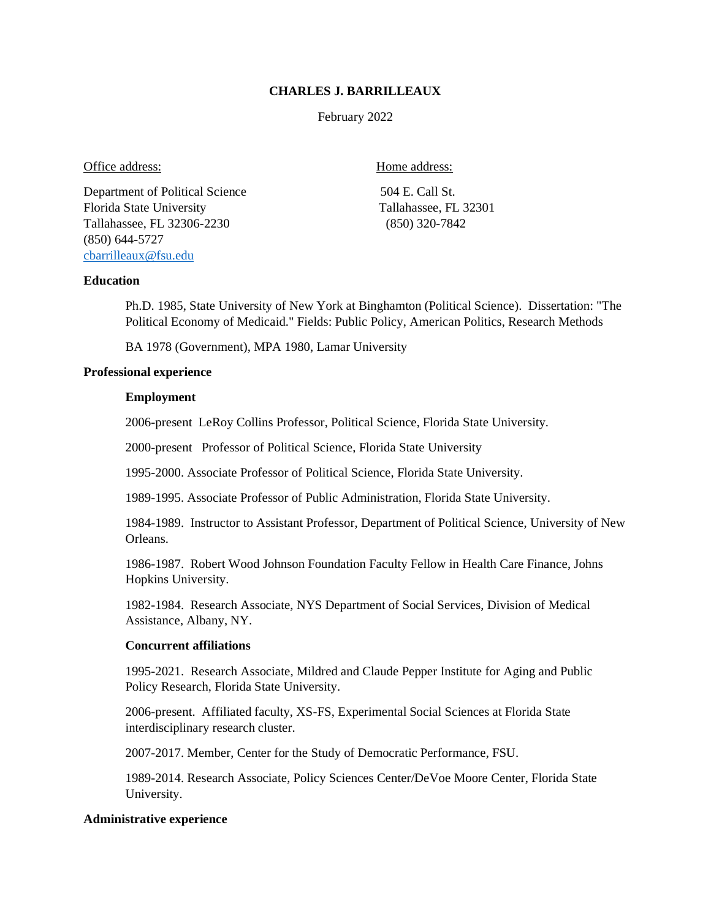# CHARLES J. BARRILLEAUX

February 2022

Office address:

Department of Political Science
Florida State University
Tallahassee, FL 32306-2230
(850) 644-5727
cbarrilleaux@fsu.edu

Home address:

504 E. Call St.
Tallahassee, FL 32301
(850) 320-7842

## Education

Ph.D. 1985, State University of New York at Binghamton (Political Science). Dissertation: "The Political Economy of Medicaid." Fields: Public Policy, American Politics, Research Methods

BA 1978 (Government), MPA 1980, Lamar University

## Professional experience

### Employment

2006-present LeRoy Collins Professor, Political Science, Florida State University.

2000-present Professor of Political Science, Florida State University

1995-2000. Associate Professor of Political Science, Florida State University.

1989-1995. Associate Professor of Public Administration, Florida State University.

1984-1989. Instructor to Assistant Professor, Department of Political Science, University of New Orleans.

1986-1987. Robert Wood Johnson Foundation Faculty Fellow in Health Care Finance, Johns Hopkins University.

1982-1984. Research Associate, NYS Department of Social Services, Division of Medical Assistance, Albany, NY.

### Concurrent affiliations

1995-2021. Research Associate, Mildred and Claude Pepper Institute for Aging and Public Policy Research, Florida State University.

2006-present. Affiliated faculty, XS-FS, Experimental Social Sciences at Florida State interdisciplinary research cluster.

2007-2017. Member, Center for the Study of Democratic Performance, FSU.

1989-2014. Research Associate, Policy Sciences Center/DeVoe Moore Center, Florida State University.

## Administrative experience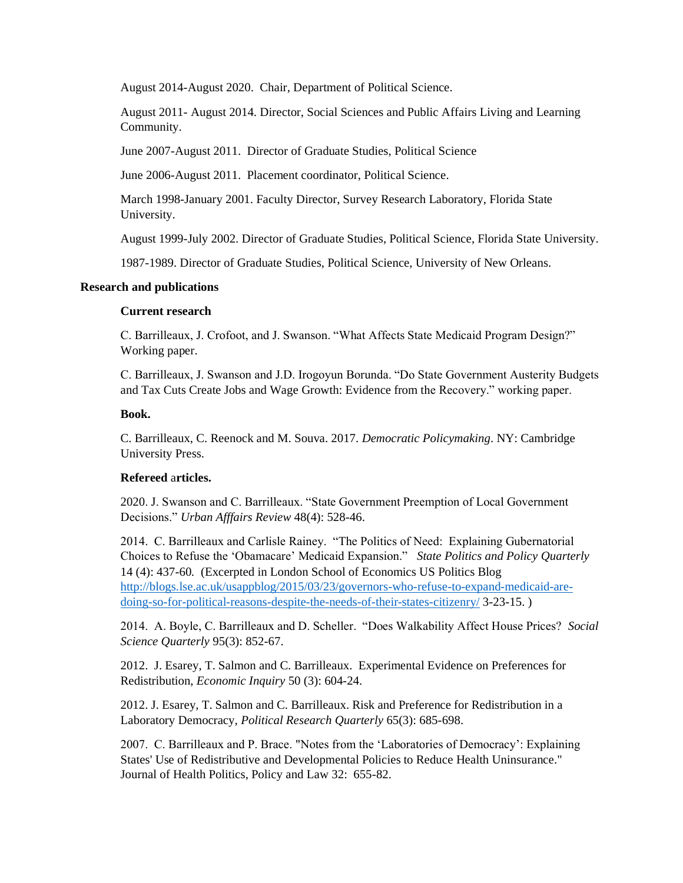August 2014-August 2020. Chair, Department of Political Science.

August 2011- August 2014. Director, Social Sciences and Public Affairs Living and Learning Community.

June 2007-August 2011. Director of Graduate Studies, Political Science

June 2006-August 2011. Placement coordinator, Political Science.

March 1998-January 2001. Faculty Director, Survey Research Laboratory, Florida State University.

August 1999-July 2002. Director of Graduate Studies, Political Science, Florida State University.

1987-1989. Director of Graduate Studies, Political Science, University of New Orleans.

**Research and publications**

**Current research**

C. Barrilleaux, J. Crofoot, and J. Swanson. "What Affects State Medicaid Program Design?" Working paper.

C. Barrilleaux, J. Swanson and J.D. Irogoyun Borunda. "Do State Government Austerity Budgets and Tax Cuts Create Jobs and Wage Growth: Evidence from the Recovery." working paper.

**Book.**

C. Barrilleaux, C. Reenock and M. Souva. 2017. *Democratic Policymaking*. NY: Cambridge University Press.

**Refereed articles.**

2020. J. Swanson and C. Barrilleaux. "State Government Preemption of Local Government Decisions." *Urban Afffairs Review* 48(4): 528-46.

2014. C. Barrilleaux and Carlisle Rainey. "The Politics of Need: Explaining Gubernatorial Choices to Refuse the 'Obamacare' Medicaid Expansion." *State Politics and Policy Quarterly* 14 (4): 437-60. (Excerpted in London School of Economics US Politics Blog [http://blogs.lse.ac.uk/usappblog/2015/03/23/governors-who-refuse-to-expand-medicaid-are-doing-so-for-political-reasons-despite-the-needs-of-their-states-citizenry/](http://blogs.lse.ac.uk/usappblog/2015/03/23/governors-who-refuse-to-expand-medicaid-are-doing-so-for-political-reasons-despite-the-needs-of-their-states-citizenry/) 3-23-15. )

2014. A. Boyle, C. Barrilleaux and D. Scheller. "Does Walkability Affect House Prices? *Social Science Quarterly* 95(3): 852-67.

2012. J. Esarey, T. Salmon and C. Barrilleaux. Experimental Evidence on Preferences for Redistribution, *Economic Inquiry* 50 (3): 604-24.

2012. J. Esarey, T. Salmon and C. Barrilleaux. Risk and Preference for Redistribution in a Laboratory Democracy, *Political Research Quarterly* 65(3): 685-698.

2007. C. Barrilleaux and P. Brace. "Notes from the 'Laboratories of Democracy': Explaining States' Use of Redistributive and Developmental Policies to Reduce Health Uninsurance." Journal of Health Politics, Policy and Law 32: 655-82.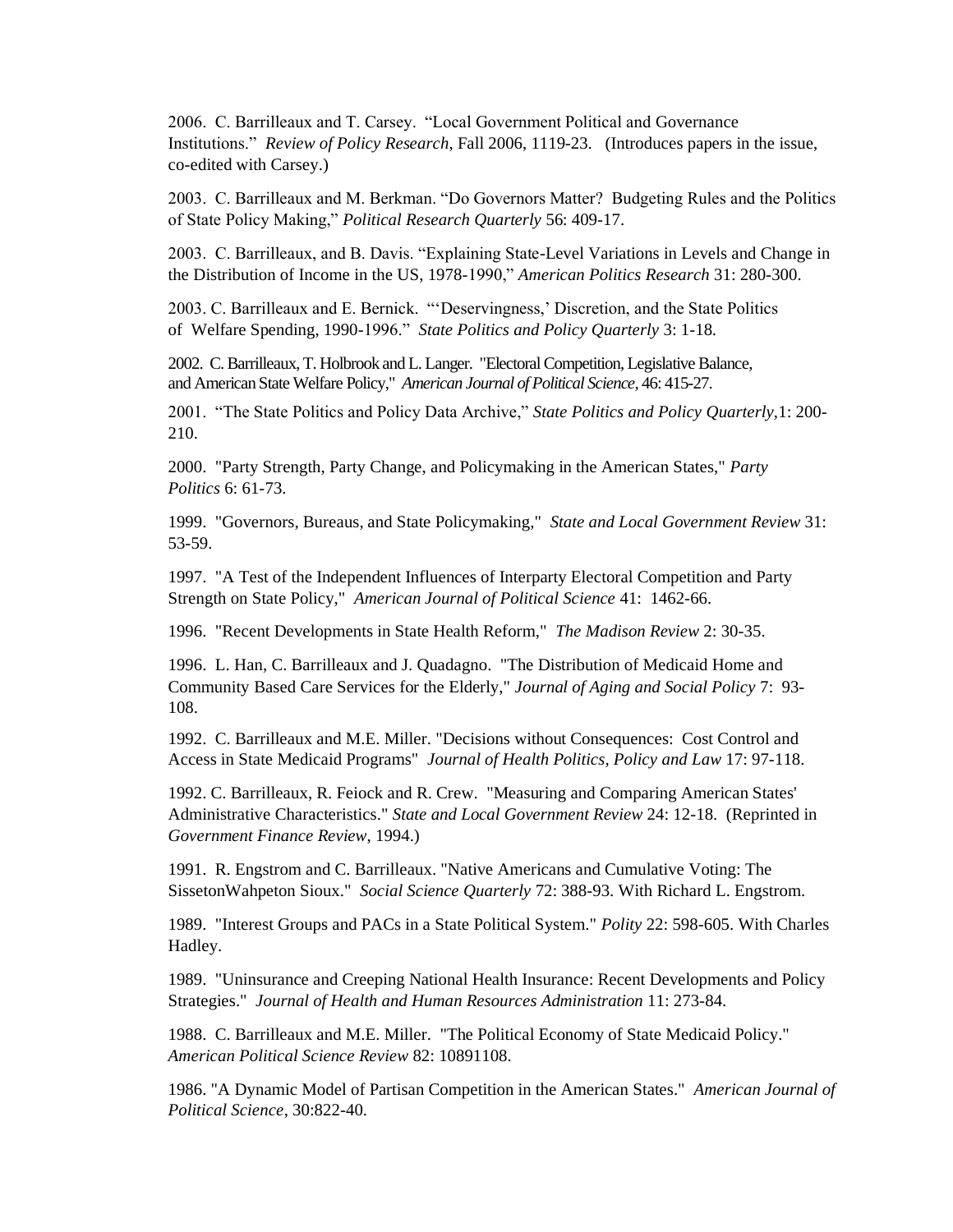2006. C. Barrilleaux and T. Carsey. "Local Government Political and Governance Institutions." *Review of Policy Research*, Fall 2006, 1119-23. (Introduces papers in the issue, co-edited with Carsey.)

2003. C. Barrilleaux and M. Berkman. "Do Governors Matter? Budgeting Rules and the Politics of State Policy Making," *Political Research Quarterly* 56: 409-17.

2003. C. Barrilleaux, and B. Davis. "Explaining State-Level Variations in Levels and Change in the Distribution of Income in the US, 1978-1990," *American Politics Research* 31: 280-300.

2003. C. Barrilleaux and E. Bernick. "'Deservingness,' Discretion, and the State Politics of Welfare Spending, 1990-1996." *State Politics and Policy Quarterly* 3: 1-18.

2002. C. Barrilleaux, T. Holbrook and L. Langer. "Electoral Competition, Legislative Balance, and American State Welfare Policy," *American Journal of Political Science*, 46: 415-27.

2001. "The State Politics and Policy Data Archive," *State Politics and Policy Quarterly*,1: 200-210.

2000. "Party Strength, Party Change, and Policymaking in the American States," *Party Politics* 6: 61-73.

1999. "Governors, Bureaus, and State Policymaking," *State and Local Government Review* 31: 53-59.

1997. "A Test of the Independent Influences of Interparty Electoral Competition and Party Strength on State Policy," *American Journal of Political Science* 41: 1462-66.

1996. "Recent Developments in State Health Reform," *The Madison Review* 2: 30-35.

1996. L. Han, C. Barrilleaux and J. Quadagno. "The Distribution of Medicaid Home and Community Based Care Services for the Elderly," *Journal of Aging and Social Policy* 7: 93-108.

1992. C. Barrilleaux and M.E. Miller. "Decisions without Consequences: Cost Control and Access in State Medicaid Programs" *Journal of Health Politics, Policy and Law* 17: 97-118.

1992. C. Barrilleaux, R. Feiock and R. Crew. "Measuring and Comparing American States' Administrative Characteristics." *State and Local Government Review* 24: 12-18. (Reprinted in *Government Finance Review*, 1994.)

1991. R. Engstrom and C. Barrilleaux. "Native Americans and Cumulative Voting: The SissetonWahpeton Sioux." *Social Science Quarterly* 72: 388-93. With Richard L. Engstrom.

1989. "Interest Groups and PACs in a State Political System." *Polity* 22: 598-605. With Charles Hadley.

1989. "Uninsurance and Creeping National Health Insurance: Recent Developments and Policy Strategies." *Journal of Health and Human Resources Administration* 11: 273-84.

1988. C. Barrilleaux and M.E. Miller. "The Political Economy of State Medicaid Policy." *American Political Science Review* 82: 10891108.

1986. "A Dynamic Model of Partisan Competition in the American States." *American Journal of Political Science*, 30:822-40.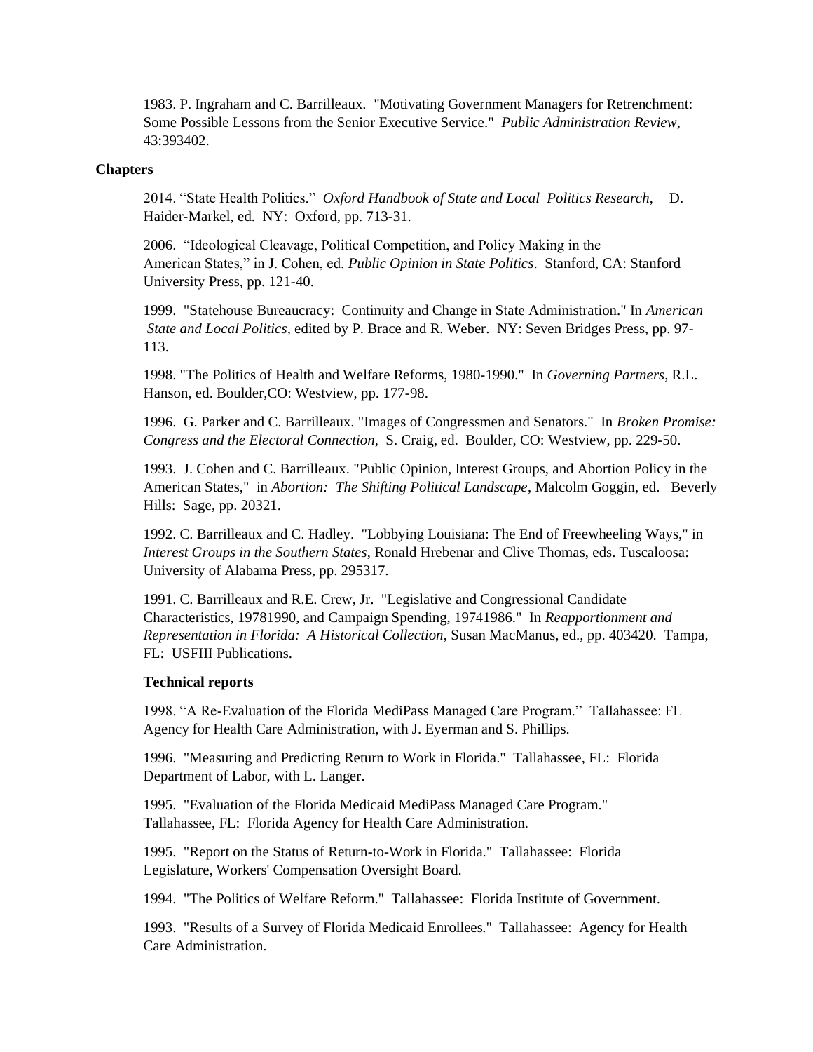1983. P. Ingraham and C. Barrilleaux. "Motivating Government Managers for Retrenchment: Some Possible Lessons from the Senior Executive Service." *Public Administration Review*, 43:393402.

## Chapters

2014. "State Health Politics." *Oxford Handbook of State and Local Politics Research*, D. Haider-Markel, ed. NY: Oxford, pp. 713-31.

2006. "Ideological Cleavage, Political Competition, and Policy Making in the American States," in J. Cohen, ed. *Public Opinion in State Politics*. Stanford, CA: Stanford University Press, pp. 121-40.

1999. "Statehouse Bureaucracy: Continuity and Change in State Administration." In *American State and Local Politics*, edited by P. Brace and R. Weber. NY: Seven Bridges Press, pp. 97-113.

1998. "The Politics of Health and Welfare Reforms, 1980-1990." In *Governing Partners*, R.L. Hanson, ed. Boulder,CO: Westview, pp. 177-98.

1996. G. Parker and C. Barrilleaux. "Images of Congressmen and Senators." In *Broken Promise: Congress and the Electoral Connection*, S. Craig, ed. Boulder, CO: Westview, pp. 229-50.

1993. J. Cohen and C. Barrilleaux. "Public Opinion, Interest Groups, and Abortion Policy in the American States," in *Abortion: The Shifting Political Landscape*, Malcolm Goggin, ed. Beverly Hills: Sage, pp. 20321.

1992. C. Barrilleaux and C. Hadley. "Lobbying Louisiana: The End of Freewheeling Ways," in *Interest Groups in the Southern States*, Ronald Hrebenar and Clive Thomas, eds. Tuscaloosa: University of Alabama Press, pp. 295317.

1991. C. Barrilleaux and R.E. Crew, Jr. "Legislative and Congressional Candidate Characteristics, 19781990, and Campaign Spending, 19741986." In *Reapportionment and Representation in Florida: A Historical Collection*, Susan MacManus, ed., pp. 403420. Tampa, FL: USFIII Publications.

### Technical reports

1998. "A Re-Evaluation of the Florida MediPass Managed Care Program." Tallahassee: FL Agency for Health Care Administration, with J. Eyerman and S. Phillips.

1996. "Measuring and Predicting Return to Work in Florida." Tallahassee, FL: Florida Department of Labor, with L. Langer.

1995. "Evaluation of the Florida Medicaid MediPass Managed Care Program." Tallahassee, FL: Florida Agency for Health Care Administration.

1995. "Report on the Status of Return-to-Work in Florida." Tallahassee: Florida Legislature, Workers' Compensation Oversight Board.

1994. "The Politics of Welfare Reform." Tallahassee: Florida Institute of Government.

1993. "Results of a Survey of Florida Medicaid Enrollees." Tallahassee: Agency for Health Care Administration.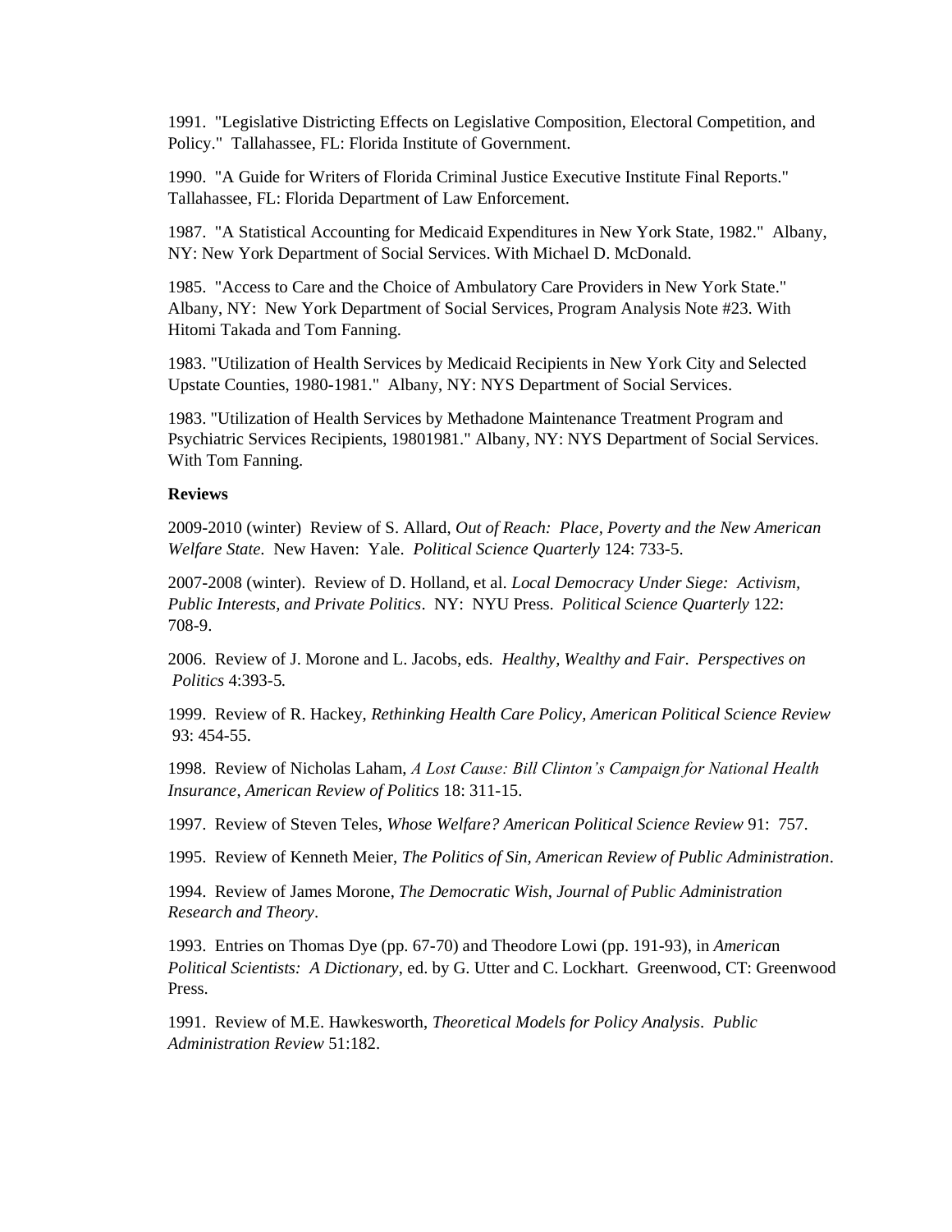1991. "Legislative Districting Effects on Legislative Composition, Electoral Competition, and Policy." Tallahassee, FL: Florida Institute of Government.

1990. "A Guide for Writers of Florida Criminal Justice Executive Institute Final Reports." Tallahassee, FL: Florida Department of Law Enforcement.

1987. "A Statistical Accounting for Medicaid Expenditures in New York State, 1982." Albany, NY: New York Department of Social Services. With Michael D. McDonald.

1985. "Access to Care and the Choice of Ambulatory Care Providers in New York State." Albany, NY: New York Department of Social Services, Program Analysis Note #23. With Hitomi Takada and Tom Fanning.

1983. "Utilization of Health Services by Medicaid Recipients in New York City and Selected Upstate Counties, 1980-1981." Albany, NY: NYS Department of Social Services.

1983. "Utilization of Health Services by Methadone Maintenance Treatment Program and Psychiatric Services Recipients, 19801981." Albany, NY: NYS Department of Social Services. With Tom Fanning.

**Reviews**

2009-2010 (winter) Review of S. Allard, *Out of Reach: Place, Poverty and the New American Welfare State.* New Haven: Yale. *Political Science Quarterly* 124: 733-5.

2007-2008 (winter). Review of D. Holland, et al. *Local Democracy Under Siege: Activism, Public Interests, and Private Politics*. NY: NYU Press. *Political Science Quarterly* 122: 708-9.

2006. Review of J. Morone and L. Jacobs, eds. *Healthy, Wealthy and Fair*. *Perspectives on Politics* 4:393-5.

1999. Review of R. Hackey, *Rethinking Health Care Policy, American Political Science Review* 93: 454-55.

1998. Review of Nicholas Laham, *A Lost Cause: Bill Clinton's Campaign for National Health Insurance*, *American Review of Politics* 18: 311-15.

1997. Review of Steven Teles, *Whose Welfare? American Political Science Review* 91: 757.

1995. Review of Kenneth Meier, *The Politics of Sin*, *American Review of Public Administration*.

1994. Review of James Morone, *The Democratic Wish*, *Journal of Public Administration Research and Theory*.

1993. Entries on Thomas Dye (pp. 67-70) and Theodore Lowi (pp. 191-93), in *American Political Scientists: A Dictionary*, ed. by G. Utter and C. Lockhart. Greenwood, CT: Greenwood Press.

1991. Review of M.E. Hawkesworth, *Theoretical Models for Policy Analysis*. *Public Administration Review* 51:182.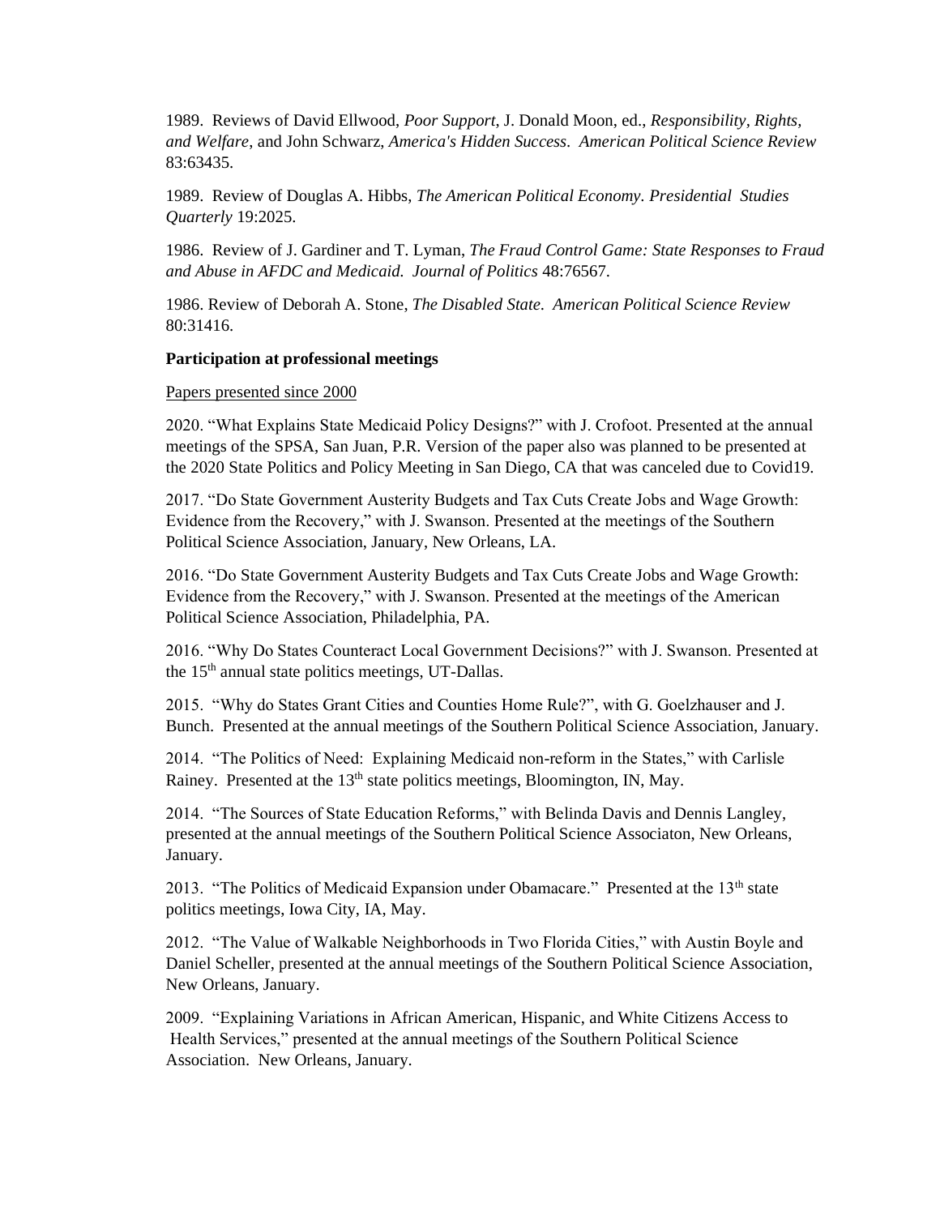1989. Reviews of David Ellwood, *Poor Support*, J. Donald Moon, ed., *Responsibility, Rights, and Welfare*, and John Schwarz, *America's Hidden Success*. *American Political Science Review* 83:63435.

1989. Review of Douglas A. Hibbs, *The American Political Economy. Presidential Studies Quarterly* 19:2025.

1986. Review of J. Gardiner and T. Lyman, *The Fraud Control Game: State Responses to Fraud and Abuse in AFDC and Medicaid. Journal of Politics* 48:76567.

1986. Review of Deborah A. Stone, *The Disabled State. American Political Science Review* 80:31416.

**Participation at professional meetings**

Papers presented since 2000

2020. "What Explains State Medicaid Policy Designs?" with J. Crofoot. Presented at the annual meetings of the SPSA, San Juan, P.R. Version of the paper also was planned to be presented at the 2020 State Politics and Policy Meeting in San Diego, CA that was canceled due to Covid19.

2017. "Do State Government Austerity Budgets and Tax Cuts Create Jobs and Wage Growth: Evidence from the Recovery," with J. Swanson. Presented at the meetings of the Southern Political Science Association, January, New Orleans, LA.

2016. "Do State Government Austerity Budgets and Tax Cuts Create Jobs and Wage Growth: Evidence from the Recovery," with J. Swanson. Presented at the meetings of the American Political Science Association, Philadelphia, PA.

2016. "Why Do States Counteract Local Government Decisions?" with J. Swanson. Presented at the 15th annual state politics meetings, UT-Dallas.

2015. "Why do States Grant Cities and Counties Home Rule?", with G. Goelzhauser and J. Bunch. Presented at the annual meetings of the Southern Political Science Association, January.

2014. "The Politics of Need: Explaining Medicaid non-reform in the States," with Carlisle Rainey. Presented at the 13th state politics meetings, Bloomington, IN, May.

2014. "The Sources of State Education Reforms," with Belinda Davis and Dennis Langley, presented at the annual meetings of the Southern Political Science Associaton, New Orleans, January.

2013. "The Politics of Medicaid Expansion under Obamacare." Presented at the 13th state politics meetings, Iowa City, IA, May.

2012. "The Value of Walkable Neighborhoods in Two Florida Cities," with Austin Boyle and Daniel Scheller, presented at the annual meetings of the Southern Political Science Association, New Orleans, January.

2009. "Explaining Variations in African American, Hispanic, and White Citizens Access to Health Services," presented at the annual meetings of the Southern Political Science Association. New Orleans, January.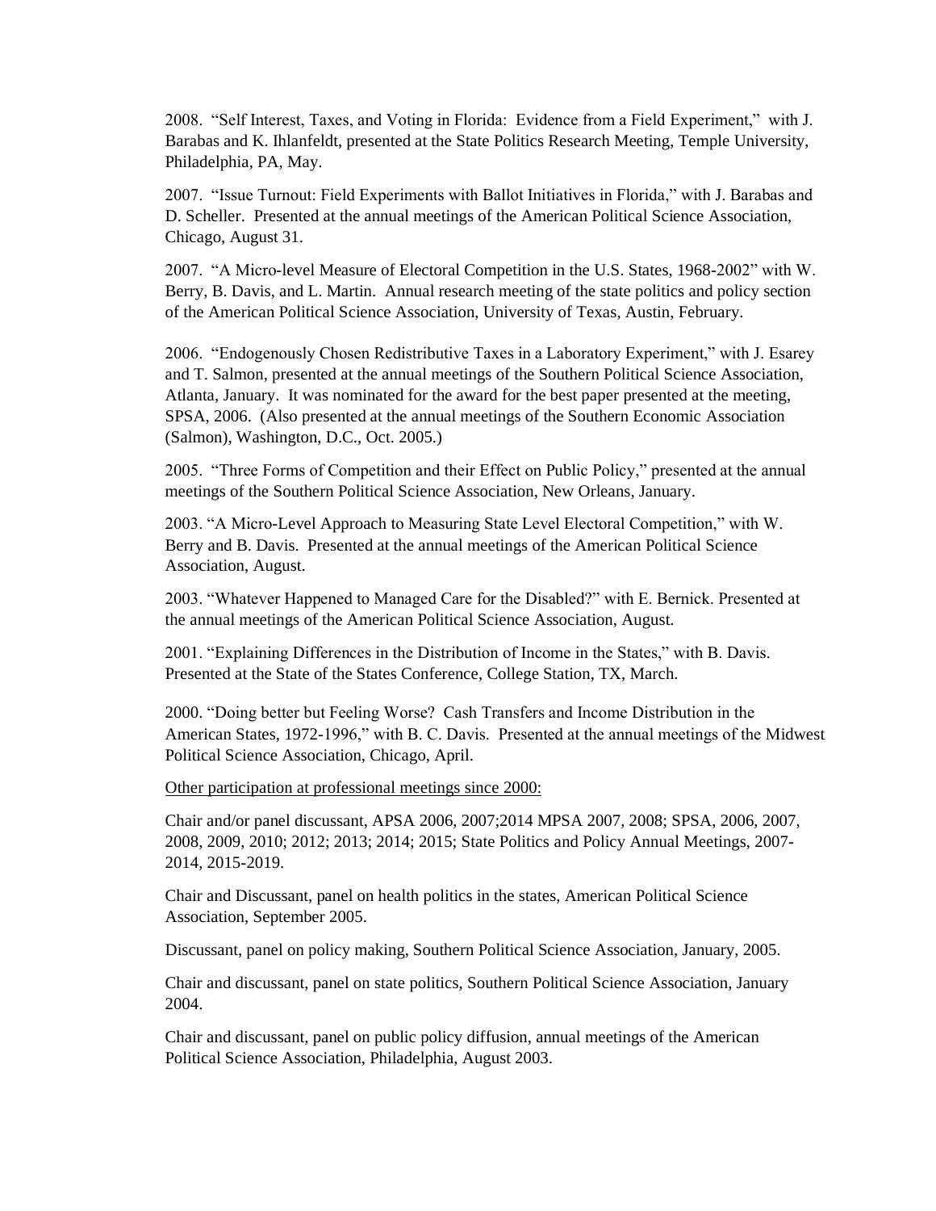2008. "Self Interest, Taxes, and Voting in Florida: Evidence from a Field Experiment," with J. Barabas and K. Ihlanfeldt, presented at the State Politics Research Meeting, Temple University, Philadelphia, PA, May.

2007. "Issue Turnout: Field Experiments with Ballot Initiatives in Florida," with J. Barabas and D. Scheller. Presented at the annual meetings of the American Political Science Association, Chicago, August 31.

2007. "A Micro-level Measure of Electoral Competition in the U.S. States, 1968-2002" with W. Berry, B. Davis, and L. Martin. Annual research meeting of the state politics and policy section of the American Political Science Association, University of Texas, Austin, February.

2006. "Endogenously Chosen Redistributive Taxes in a Laboratory Experiment," with J. Esarey and T. Salmon, presented at the annual meetings of the Southern Political Science Association, Atlanta, January. It was nominated for the award for the best paper presented at the meeting, SPSA, 2006. (Also presented at the annual meetings of the Southern Economic Association (Salmon), Washington, D.C., Oct. 2005.)

2005. "Three Forms of Competition and their Effect on Public Policy," presented at the annual meetings of the Southern Political Science Association, New Orleans, January.

2003. "A Micro-Level Approach to Measuring State Level Electoral Competition," with W. Berry and B. Davis. Presented at the annual meetings of the American Political Science Association, August.

2003. "Whatever Happened to Managed Care for the Disabled?" with E. Bernick. Presented at the annual meetings of the American Political Science Association, August.

2001. "Explaining Differences in the Distribution of Income in the States," with B. Davis. Presented at the State of the States Conference, College Station, TX, March.

2000. "Doing better but Feeling Worse? Cash Transfers and Income Distribution in the American States, 1972-1996," with B. C. Davis. Presented at the annual meetings of the Midwest Political Science Association, Chicago, April.

Other participation at professional meetings since 2000:

Chair and/or panel discussant, APSA 2006, 2007;2014 MPSA 2007, 2008; SPSA, 2006, 2007, 2008, 2009, 2010; 2012; 2013; 2014; 2015; State Politics and Policy Annual Meetings, 2007-2014, 2015-2019.

Chair and Discussant, panel on health politics in the states, American Political Science Association, September 2005.

Discussant, panel on policy making, Southern Political Science Association, January, 2005.

Chair and discussant, panel on state politics, Southern Political Science Association, January 2004.

Chair and discussant, panel on public policy diffusion, annual meetings of the American Political Science Association, Philadelphia, August 2003.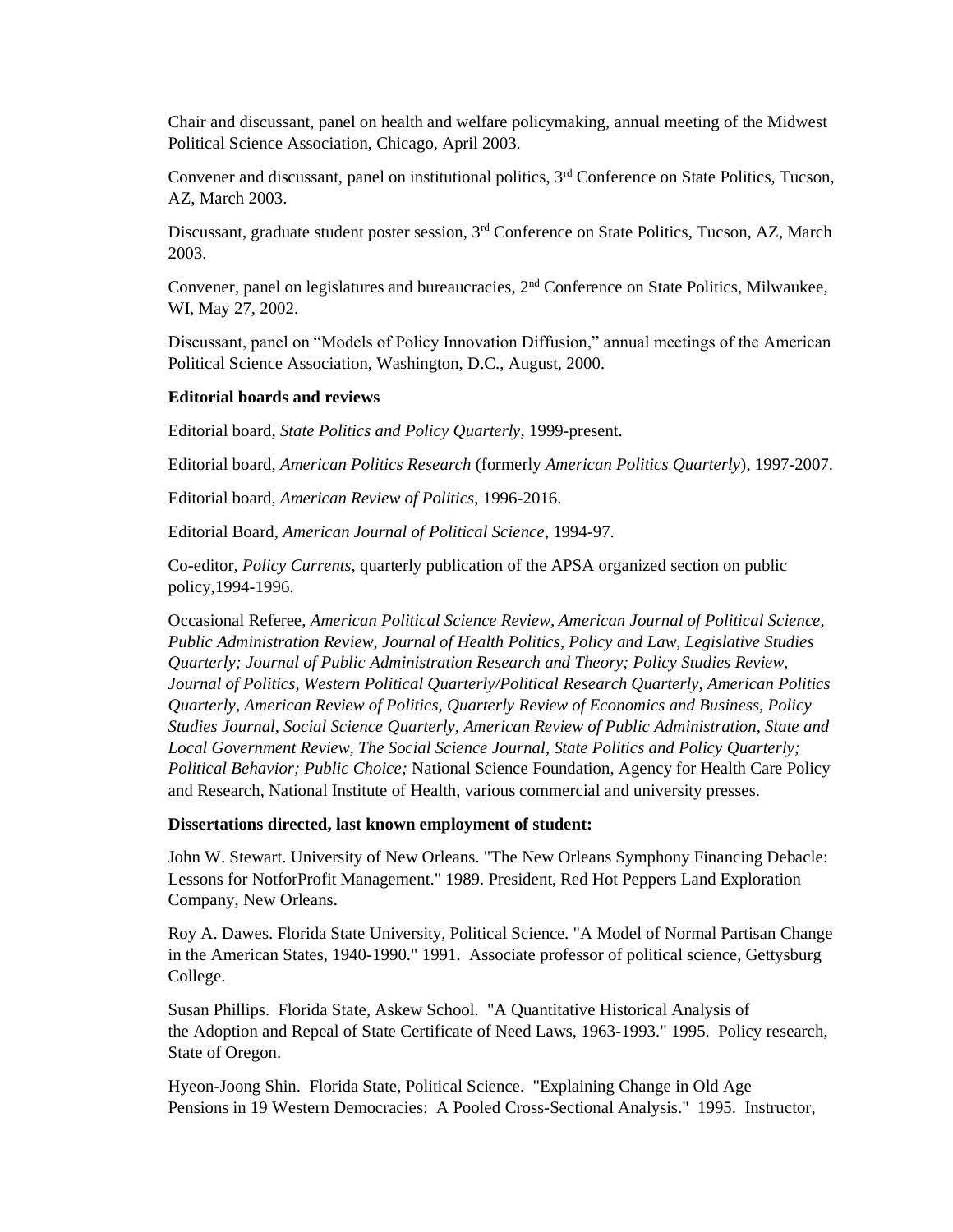Chair and discussant, panel on health and welfare policymaking, annual meeting of the Midwest Political Science Association, Chicago, April 2003.

Convener and discussant, panel on institutional politics, 3rd Conference on State Politics, Tucson, AZ, March 2003.

Discussant, graduate student poster session, 3rd Conference on State Politics, Tucson, AZ, March 2003.

Convener, panel on legislatures and bureaucracies, 2nd Conference on State Politics, Milwaukee, WI, May 27, 2002.

Discussant, panel on "Models of Policy Innovation Diffusion," annual meetings of the American Political Science Association, Washington, D.C., August, 2000.

**Editorial boards and reviews**

Editorial board, *State Politics and Policy Quarterly,* 1999-present.

Editorial board, *American Politics Research* (formerly *American Politics Quarterly*), 1997-2007.

Editorial board, *American Review of Politics*, 1996-2016.

Editorial Board, *American Journal of Political Science*, 1994-97.

Co-editor, *Policy Currents*, quarterly publication of the APSA organized section on public policy,1994-1996.

Occasional Referee, *American Political Science Review, American Journal of Political Science, Public Administration Review, Journal of Health Politics, Policy and Law, Legislative Studies Quarterly; Journal of Public Administration Research and Theory; Policy Studies Review, Journal of Politics, Western Political Quarterly/Political Research Quarterly, American Politics Quarterly, American Review of Politics, Quarterly Review of Economics and Business, Policy Studies Journal, Social Science Quarterly, American Review of Public Administration, State and Local Government Review, The Social Science Journal, State Politics and Policy Quarterly; Political Behavior; Public Choice;* National Science Foundation, Agency for Health Care Policy and Research, National Institute of Health, various commercial and university presses.

**Dissertations directed, last known employment of student:**

John W. Stewart. University of New Orleans. "The New Orleans Symphony Financing Debacle: Lessons for NotforProfit Management." 1989. President, Red Hot Peppers Land Exploration Company, New Orleans.

Roy A. Dawes. Florida State University, Political Science. "A Model of Normal Partisan Change in the American States, 1940-1990." 1991. Associate professor of political science, Gettysburg College.

Susan Phillips. Florida State, Askew School. "A Quantitative Historical Analysis of the Adoption and Repeal of State Certificate of Need Laws, 1963-1993." 1995. Policy research, State of Oregon.

Hyeon-Joong Shin. Florida State, Political Science. "Explaining Change in Old Age Pensions in 19 Western Democracies: A Pooled Cross-Sectional Analysis." 1995. Instructor,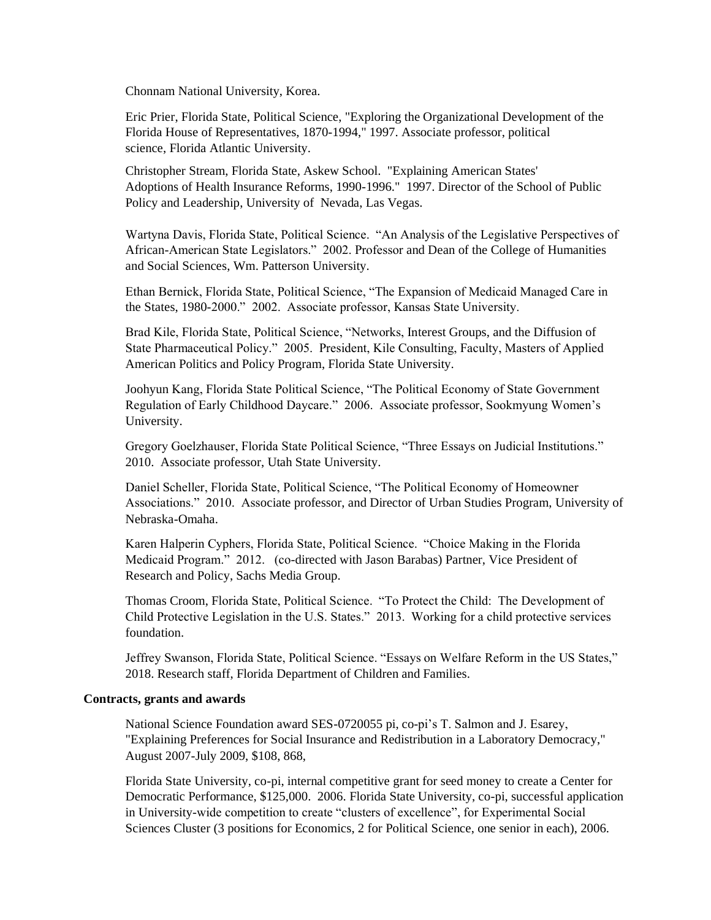Chonnam National University, Korea.

Eric Prier, Florida State, Political Science, "Exploring the Organizational Development of the Florida House of Representatives, 1870-1994," 1997. Associate professor, political science, Florida Atlantic University.

Christopher Stream, Florida State, Askew School. "Explaining American States' Adoptions of Health Insurance Reforms, 1990-1996." 1997. Director of the School of Public Policy and Leadership, University of Nevada, Las Vegas.

Wartyna Davis, Florida State, Political Science. "An Analysis of the Legislative Perspectives of African-American State Legislators." 2002. Professor and Dean of the College of Humanities and Social Sciences, Wm. Patterson University.

Ethan Bernick, Florida State, Political Science, "The Expansion of Medicaid Managed Care in the States, 1980-2000." 2002. Associate professor, Kansas State University.

Brad Kile, Florida State, Political Science, "Networks, Interest Groups, and the Diffusion of State Pharmaceutical Policy." 2005. President, Kile Consulting, Faculty, Masters of Applied American Politics and Policy Program, Florida State University.

Joohyun Kang, Florida State Political Science, "The Political Economy of State Government Regulation of Early Childhood Daycare." 2006. Associate professor, Sookmyung Women's University.

Gregory Goelzhauser, Florida State Political Science, "Three Essays on Judicial Institutions." 2010. Associate professor, Utah State University.

Daniel Scheller, Florida State, Political Science, "The Political Economy of Homeowner Associations." 2010. Associate professor, and Director of Urban Studies Program, University of Nebraska-Omaha.

Karen Halperin Cyphers, Florida State, Political Science. "Choice Making in the Florida Medicaid Program." 2012. (co-directed with Jason Barabas) Partner, Vice President of Research and Policy, Sachs Media Group.

Thomas Croom, Florida State, Political Science. "To Protect the Child: The Development of Child Protective Legislation in the U.S. States." 2013. Working for a child protective services foundation.

Jeffrey Swanson, Florida State, Political Science. "Essays on Welfare Reform in the US States," 2018. Research staff, Florida Department of Children and Families.

**Contracts, grants and awards**

National Science Foundation award SES-0720055 pi, co-pi's T. Salmon and J. Esarey, "Explaining Preferences for Social Insurance and Redistribution in a Laboratory Democracy," August 2007-July 2009, $108, 868,

Florida State University, co-pi, internal competitive grant for seed money to create a Center for Democratic Performance, $125,000. 2006. Florida State University, co-pi, successful application in University-wide competition to create "clusters of excellence", for Experimental Social Sciences Cluster (3 positions for Economics, 2 for Political Science, one senior in each), 2006.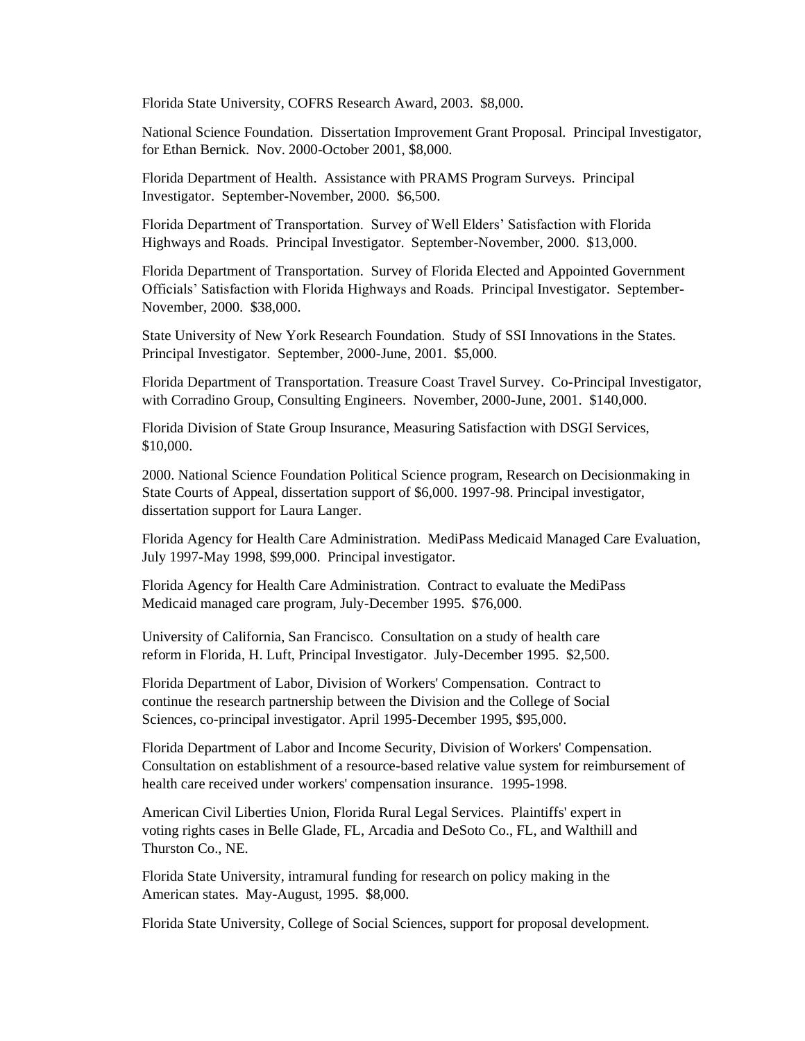Florida State University, COFRS Research Award, 2003. $8,000.

National Science Foundation. Dissertation Improvement Grant Proposal. Principal Investigator, for Ethan Bernick. Nov. 2000-October 2001, $8,000.

Florida Department of Health. Assistance with PRAMS Program Surveys. Principal Investigator. September-November, 2000. $6,500.

Florida Department of Transportation. Survey of Well Elders' Satisfaction with Florida Highways and Roads. Principal Investigator. September-November, 2000. $13,000.

Florida Department of Transportation. Survey of Florida Elected and Appointed Government Officials' Satisfaction with Florida Highways and Roads. Principal Investigator. September-November, 2000. $38,000.

State University of New York Research Foundation. Study of SSI Innovations in the States. Principal Investigator. September, 2000-June, 2001. $5,000.

Florida Department of Transportation. Treasure Coast Travel Survey. Co-Principal Investigator, with Corradino Group, Consulting Engineers. November, 2000-June, 2001. $140,000.

Florida Division of State Group Insurance, Measuring Satisfaction with DSGI Services, $10,000.

2000. National Science Foundation Political Science program, Research on Decisionmaking in State Courts of Appeal, dissertation support of $6,000. 1997-98. Principal investigator, dissertation support for Laura Langer.

Florida Agency for Health Care Administration. MediPass Medicaid Managed Care Evaluation, July 1997-May 1998, $99,000. Principal investigator.

Florida Agency for Health Care Administration. Contract to evaluate the MediPass Medicaid managed care program, July-December 1995. $76,000.

University of California, San Francisco. Consultation on a study of health care reform in Florida, H. Luft, Principal Investigator. July-December 1995. $2,500.

Florida Department of Labor, Division of Workers' Compensation. Contract to continue the research partnership between the Division and the College of Social Sciences, co-principal investigator. April 1995-December 1995, $95,000.

Florida Department of Labor and Income Security, Division of Workers' Compensation. Consultation on establishment of a resource-based relative value system for reimbursement of health care received under workers' compensation insurance. 1995-1998.

American Civil Liberties Union, Florida Rural Legal Services. Plaintiffs' expert in voting rights cases in Belle Glade, FL, Arcadia and DeSoto Co., FL, and Walthill and Thurston Co., NE.

Florida State University, intramural funding for research on policy making in the American states. May-August, 1995. $8,000.

Florida State University, College of Social Sciences, support for proposal development.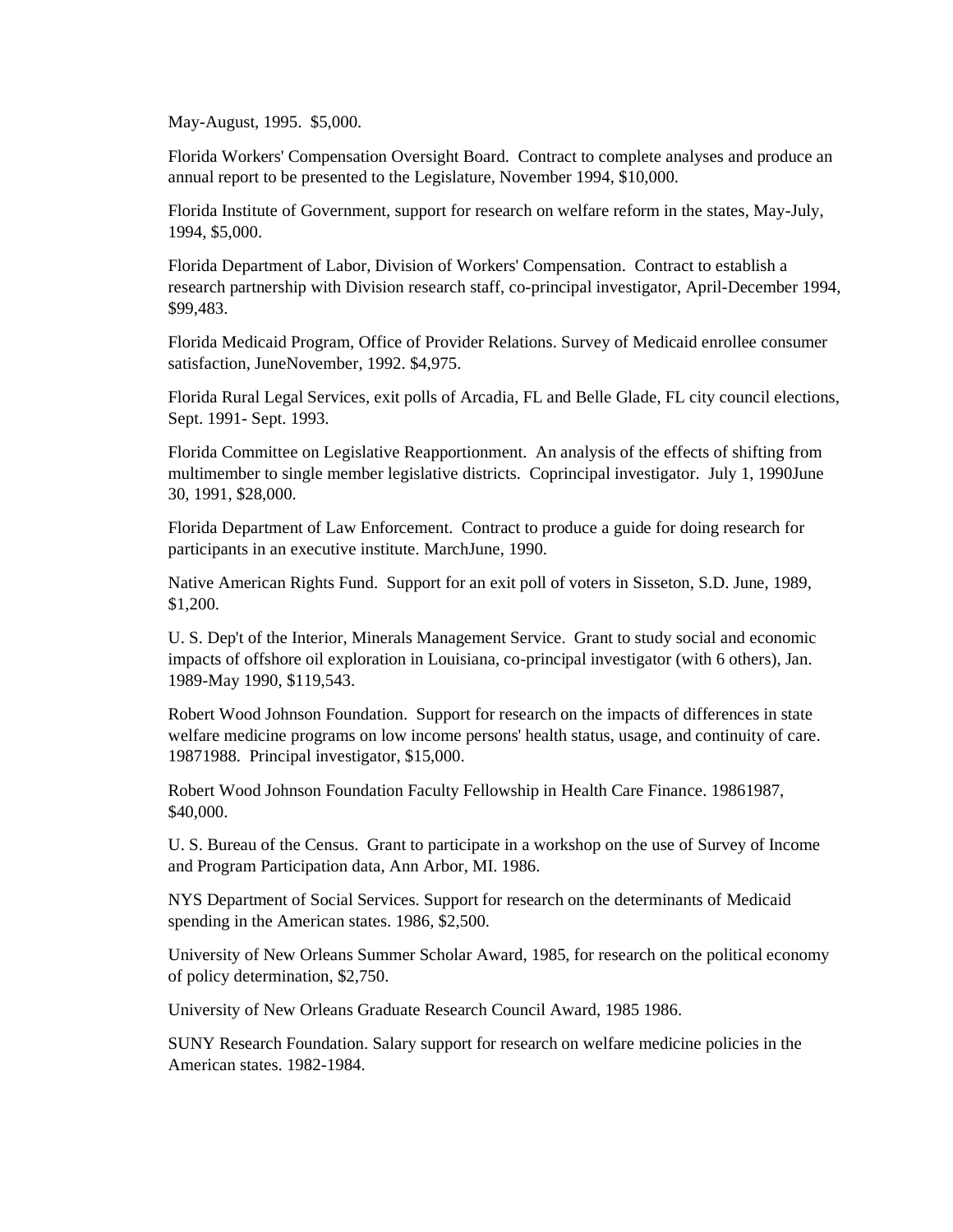May-August, 1995. $5,000.

Florida Workers' Compensation Oversight Board. Contract to complete analyses and produce an annual report to be presented to the Legislature, November 1994, $10,000.

Florida Institute of Government, support for research on welfare reform in the states, May-July, 1994, $5,000.

Florida Department of Labor, Division of Workers' Compensation. Contract to establish a research partnership with Division research staff, co-principal investigator, April-December 1994, $99,483.

Florida Medicaid Program, Office of Provider Relations. Survey of Medicaid enrollee consumer satisfaction, JuneNovember, 1992. $4,975.

Florida Rural Legal Services, exit polls of Arcadia, FL and Belle Glade, FL city council elections, Sept. 1991- Sept. 1993.

Florida Committee on Legislative Reapportionment. An analysis of the effects of shifting from multimember to single member legislative districts. Coprincipal investigator. July 1, 1990June 30, 1991, $28,000.

Florida Department of Law Enforcement. Contract to produce a guide for doing research for participants in an executive institute. MarchJune, 1990.

Native American Rights Fund. Support for an exit poll of voters in Sisseton, S.D. June, 1989, $1,200.

U. S. Dep't of the Interior, Minerals Management Service. Grant to study social and economic impacts of offshore oil exploration in Louisiana, co-principal investigator (with 6 others), Jan. 1989-May 1990, $119,543.

Robert Wood Johnson Foundation. Support for research on the impacts of differences in state welfare medicine programs on low income persons' health status, usage, and continuity of care. 19871988. Principal investigator, $15,000.

Robert Wood Johnson Foundation Faculty Fellowship in Health Care Finance. 19861987, $40,000.

U. S. Bureau of the Census. Grant to participate in a workshop on the use of Survey of Income and Program Participation data, Ann Arbor, MI. 1986.

NYS Department of Social Services. Support for research on the determinants of Medicaid spending in the American states. 1986, $2,500.

University of New Orleans Summer Scholar Award, 1985, for research on the political economy of policy determination, $2,750.

University of New Orleans Graduate Research Council Award, 1985 1986.

SUNY Research Foundation. Salary support for research on welfare medicine policies in the American states. 1982-1984.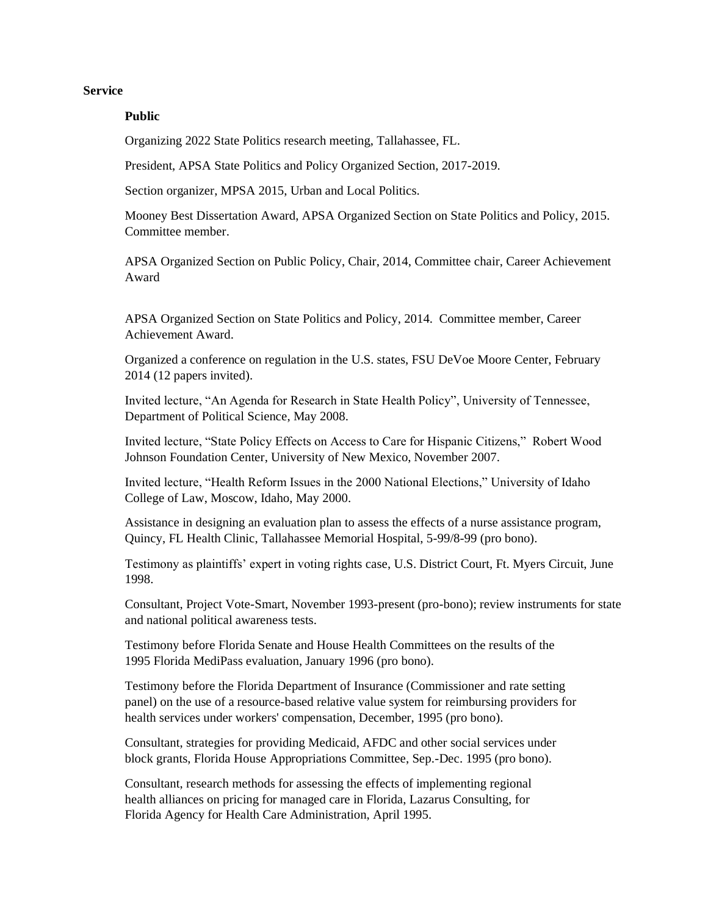**Service**

**Public**

Organizing 2022 State Politics research meeting, Tallahassee, FL.

President, APSA State Politics and Policy Organized Section, 2017-2019.

Section organizer, MPSA 2015, Urban and Local Politics.

Mooney Best Dissertation Award, APSA Organized Section on State Politics and Policy, 2015. Committee member.

APSA Organized Section on Public Policy, Chair, 2014, Committee chair, Career Achievement Award

APSA Organized Section on State Politics and Policy, 2014. Committee member, Career Achievement Award.

Organized a conference on regulation in the U.S. states, FSU DeVoe Moore Center, February 2014 (12 papers invited).

Invited lecture, "An Agenda for Research in State Health Policy", University of Tennessee, Department of Political Science, May 2008.

Invited lecture, "State Policy Effects on Access to Care for Hispanic Citizens," Robert Wood Johnson Foundation Center, University of New Mexico, November 2007.

Invited lecture, "Health Reform Issues in the 2000 National Elections," University of Idaho College of Law, Moscow, Idaho, May 2000.

Assistance in designing an evaluation plan to assess the effects of a nurse assistance program, Quincy, FL Health Clinic, Tallahassee Memorial Hospital, 5-99/8-99 (pro bono).

Testimony as plaintiffs' expert in voting rights case, U.S. District Court, Ft. Myers Circuit, June 1998.

Consultant, Project Vote-Smart, November 1993-present (pro-bono); review instruments for state and national political awareness tests.

Testimony before Florida Senate and House Health Committees on the results of the 1995 Florida MediPass evaluation, January 1996 (pro bono).

Testimony before the Florida Department of Insurance (Commissioner and rate setting panel) on the use of a resource-based relative value system for reimbursing providers for health services under workers' compensation, December, 1995 (pro bono).

Consultant, strategies for providing Medicaid, AFDC and other social services under block grants, Florida House Appropriations Committee, Sep.-Dec. 1995 (pro bono).

Consultant, research methods for assessing the effects of implementing regional health alliances on pricing for managed care in Florida, Lazarus Consulting, for Florida Agency for Health Care Administration, April 1995.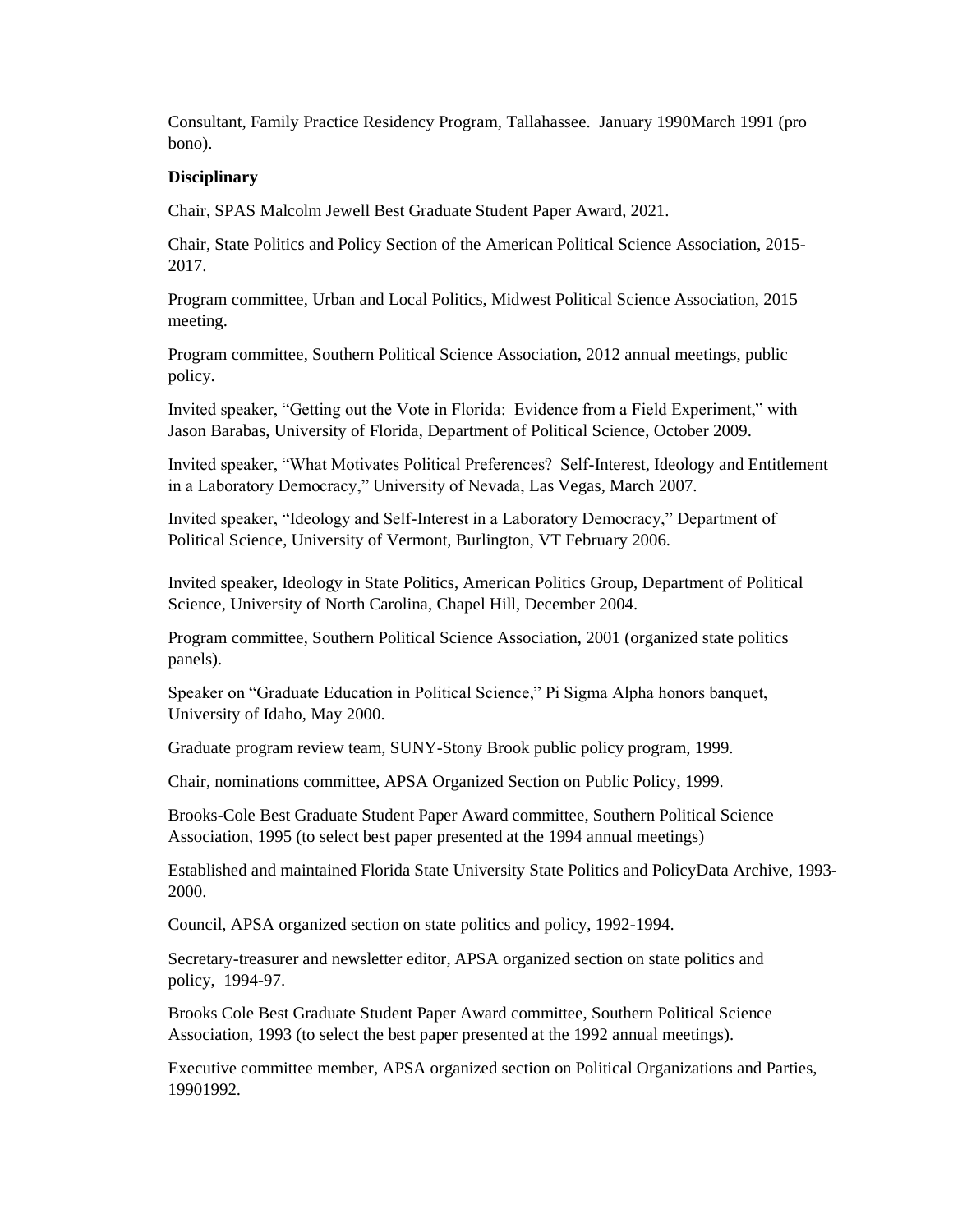Consultant, Family Practice Residency Program, Tallahassee. January 1990March 1991 (pro bono).

**Disciplinary**

Chair, SPAS Malcolm Jewell Best Graduate Student Paper Award, 2021.

Chair, State Politics and Policy Section of the American Political Science Association, 2015-2017.

Program committee, Urban and Local Politics, Midwest Political Science Association, 2015 meeting.

Program committee, Southern Political Science Association, 2012 annual meetings, public policy.

Invited speaker, "Getting out the Vote in Florida: Evidence from a Field Experiment," with Jason Barabas, University of Florida, Department of Political Science, October 2009.

Invited speaker, "What Motivates Political Preferences? Self-Interest, Ideology and Entitlement in a Laboratory Democracy," University of Nevada, Las Vegas, March 2007.

Invited speaker, "Ideology and Self-Interest in a Laboratory Democracy," Department of Political Science, University of Vermont, Burlington, VT February 2006.

Invited speaker, Ideology in State Politics, American Politics Group, Department of Political Science, University of North Carolina, Chapel Hill, December 2004.

Program committee, Southern Political Science Association, 2001 (organized state politics panels).

Speaker on "Graduate Education in Political Science," Pi Sigma Alpha honors banquet, University of Idaho, May 2000.

Graduate program review team, SUNY-Stony Brook public policy program, 1999.

Chair, nominations committee, APSA Organized Section on Public Policy, 1999.

Brooks-Cole Best Graduate Student Paper Award committee, Southern Political Science Association, 1995 (to select best paper presented at the 1994 annual meetings)

Established and maintained Florida State University State Politics and PolicyData Archive, 1993-2000.

Council, APSA organized section on state politics and policy, 1992-1994.

Secretary-treasurer and newsletter editor, APSA organized section on state politics and policy, 1994-97.

Brooks Cole Best Graduate Student Paper Award committee, Southern Political Science Association, 1993 (to select the best paper presented at the 1992 annual meetings).

Executive committee member, APSA organized section on Political Organizations and Parties, 19901992.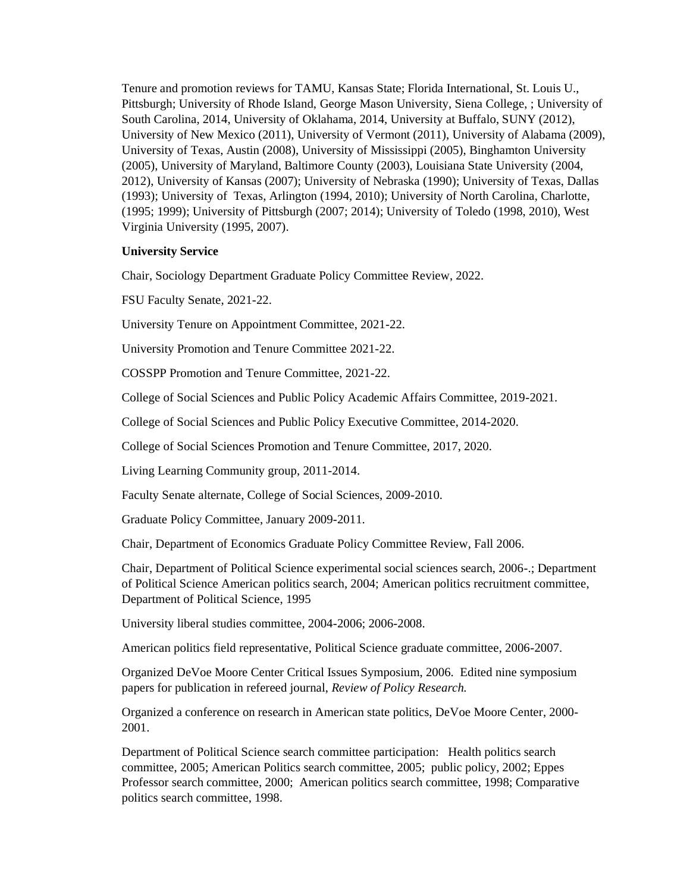Tenure and promotion reviews for TAMU, Kansas State; Florida International, St. Louis U., Pittsburgh; University of Rhode Island, George Mason University, Siena College, ; University of South Carolina, 2014, University of Oklahama, 2014, University at Buffalo, SUNY (2012), University of New Mexico (2011), University of Vermont (2011), University of Alabama (2009), University of Texas, Austin (2008), University of Mississippi (2005), Binghamton University (2005), University of Maryland, Baltimore County (2003), Louisiana State University (2004, 2012), University of Kansas (2007); University of Nebraska (1990); University of Texas, Dallas (1993); University of Texas, Arlington (1994, 2010); University of North Carolina, Charlotte, (1995; 1999); University of Pittsburgh (2007; 2014); University of Toledo (1998, 2010), West Virginia University (1995, 2007).

**University Service**

Chair, Sociology Department Graduate Policy Committee Review, 2022.

FSU Faculty Senate, 2021-22.

University Tenure on Appointment Committee, 2021-22.

University Promotion and Tenure Committee 2021-22.

COSSPP Promotion and Tenure Committee, 2021-22.

College of Social Sciences and Public Policy Academic Affairs Committee, 2019-2021.

College of Social Sciences and Public Policy Executive Committee, 2014-2020.

College of Social Sciences Promotion and Tenure Committee, 2017, 2020.

Living Learning Community group, 2011-2014.

Faculty Senate alternate, College of Social Sciences, 2009-2010.

Graduate Policy Committee, January 2009-2011.

Chair, Department of Economics Graduate Policy Committee Review, Fall 2006.

Chair, Department of Political Science experimental social sciences search, 2006-.; Department of Political Science American politics search, 2004; American politics recruitment committee, Department of Political Science, 1995

University liberal studies committee, 2004-2006; 2006-2008.

American politics field representative, Political Science graduate committee, 2006-2007.

Organized DeVoe Moore Center Critical Issues Symposium, 2006. Edited nine symposium papers for publication in refereed journal, *Review of Policy Research.*

Organized a conference on research in American state politics, DeVoe Moore Center, 2000-2001.

Department of Political Science search committee participation: Health politics search committee, 2005; American Politics search committee, 2005; public policy, 2002; Eppes Professor search committee, 2000; American politics search committee, 1998; Comparative politics search committee, 1998.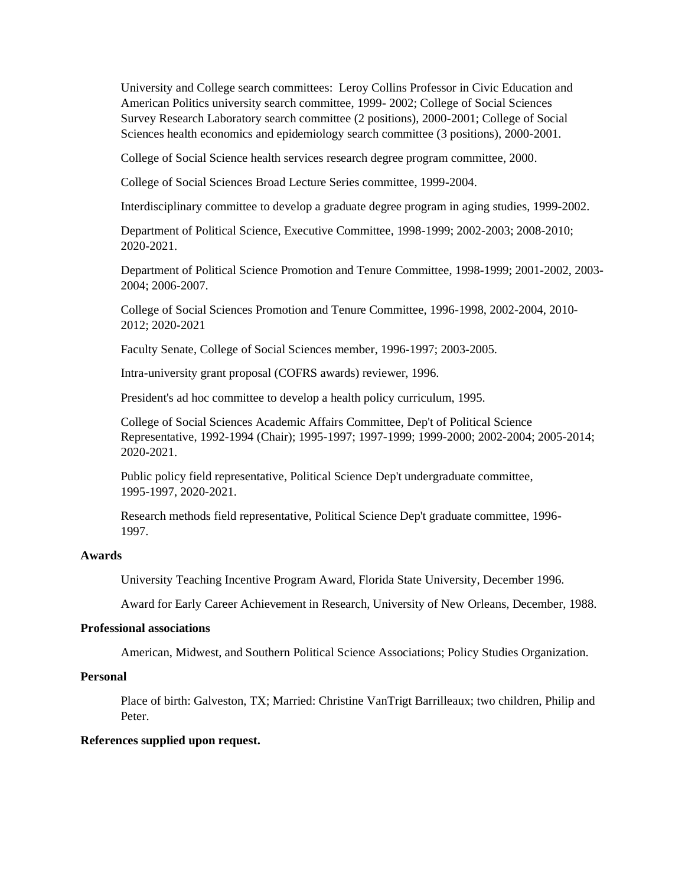University and College search committees: Leroy Collins Professor in Civic Education and American Politics university search committee, 1999- 2002; College of Social Sciences Survey Research Laboratory search committee (2 positions), 2000-2001; College of Social Sciences health economics and epidemiology search committee (3 positions), 2000-2001.

College of Social Science health services research degree program committee, 2000.

College of Social Sciences Broad Lecture Series committee, 1999-2004.

Interdisciplinary committee to develop a graduate degree program in aging studies, 1999-2002.

Department of Political Science, Executive Committee, 1998-1999; 2002-2003; 2008-2010; 2020-2021.

Department of Political Science Promotion and Tenure Committee, 1998-1999; 2001-2002, 2003-2004; 2006-2007.

College of Social Sciences Promotion and Tenure Committee, 1996-1998, 2002-2004, 2010-2012; 2020-2021

Faculty Senate, College of Social Sciences member, 1996-1997; 2003-2005.

Intra-university grant proposal (COFRS awards) reviewer, 1996.

President's ad hoc committee to develop a health policy curriculum, 1995.

College of Social Sciences Academic Affairs Committee, Dep't of Political Science Representative, 1992-1994 (Chair); 1995-1997; 1997-1999; 1999-2000; 2002-2004; 2005-2014; 2020-2021.

Public policy field representative, Political Science Dep't undergraduate committee, 1995-1997, 2020-2021.

Research methods field representative, Political Science Dep't graduate committee, 1996-1997.

**Awards**

University Teaching Incentive Program Award, Florida State University, December 1996.

Award for Early Career Achievement in Research, University of New Orleans, December, 1988.

**Professional associations**

American, Midwest, and Southern Political Science Associations; Policy Studies Organization.

**Personal**

Place of birth: Galveston, TX; Married: Christine VanTrigt Barrilleaux; two children, Philip and Peter.

**References supplied upon request.**